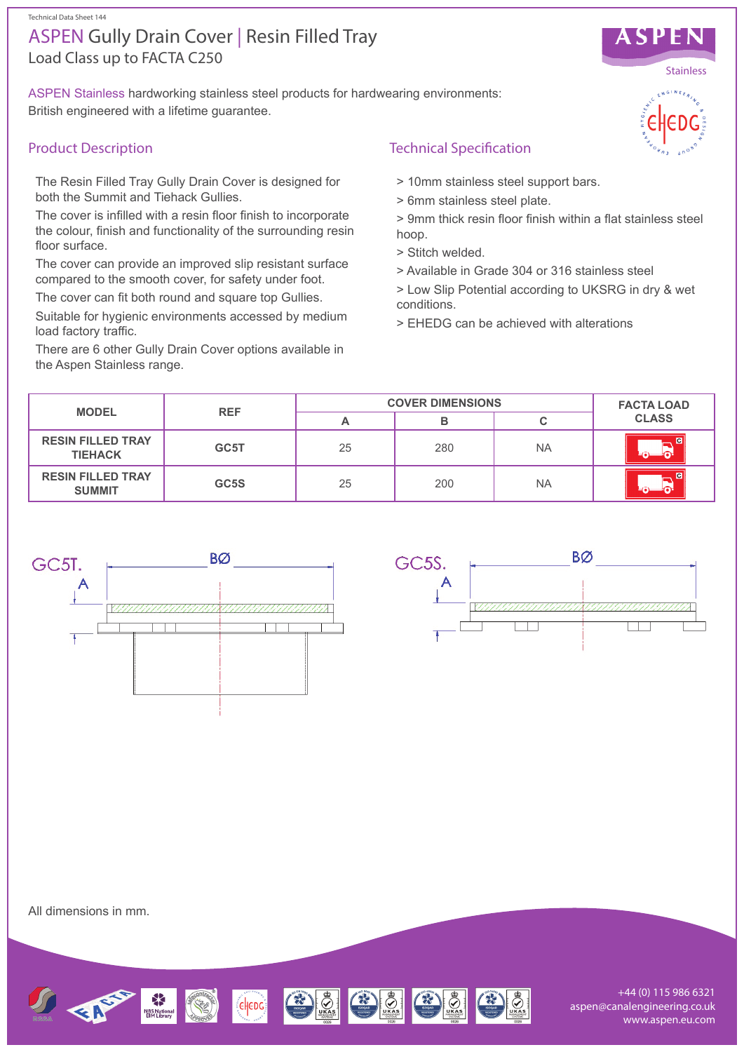Technical Data Sheet 144

# ASPEN Gully Drain Cover | Resin Filled Tray

Load Class up to FACTA C250

ASPEN Stainless hardworking stainless steel products for hardwearing environments: British engineered with a lifetime guarantee.

## Product Description

The Resin Filled Tray Gully Drain Cover is designed for both the Summit and Tiehack Gullies.

The cover is infilled with a resin floor finish to incorporate the colour, finish and functionality of the surrounding resin floor surface.

The cover can provide an improved slip resistant surface compared to the smooth cover, for safety under foot.

The cover can fit both round and square top Gullies.

Suitable for hygienic environments accessed by medium load factory traffic.

There are 6 other Gully Drain Cover options available in the Aspen Stainless range.

## Technical Specification

> 10mm stainless steel support bars.

> 6mm stainless steel plate.

> 9mm thick resin floor finish within a flat stainless steel hoop.

> Stitch welded.

> Available in Grade 304 or 316 stainless steel

> Low Slip Potential according to UKSRG in dry & wet conditions.

> EHEDG can be achieved with alterations

| MODEL | REF | COVER DIMENSIONS | | | FACTA LOAD CLASS |
|---|---|---|---|---|---|
| | | A | B | C | |
| RESIN FILLED TRAY TIEHACK | GC5T | 25 | 280 | NA | C |
| RESIN FILLED TRAY SUMMIT | GC5S | 25 | 200 | NA | C |

GC5T. BØ A

GC5S. BØ A

All dimensions in mm.

+44 (0) 115 986 6321
aspen@canalengineering.co.uk
www.aspen.eu.com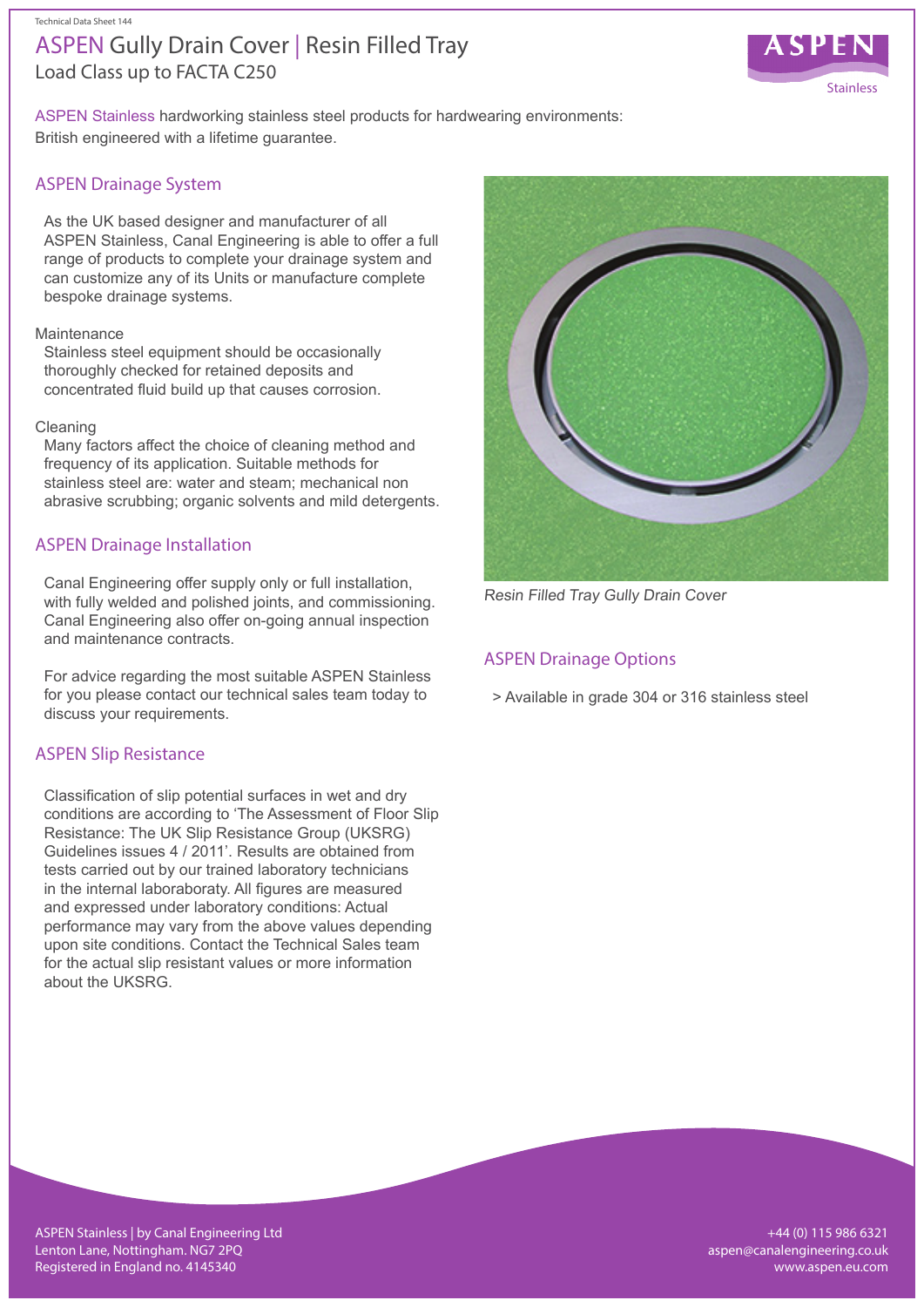Technical Data Sheet 144

# ASPEN Gully Drain Cover | Resin Filled Tray

Load Class up to FACTA C250

ASPEN Stainless hardworking stainless steel products for hardwearing environments: British engineered with a lifetime guarantee.

## ASPEN Drainage System

As the UK based designer and manufacturer of all ASPEN Stainless, Canal Engineering is able to offer a full range of products to complete your drainage system and can customize any of its Units or manufacture complete bespoke drainage systems.

Maintenance

Stainless steel equipment should be occasionally thoroughly checked for retained deposits and concentrated fluid build up that causes corrosion.

Cleaning

Many factors affect the choice of cleaning method and frequency of its application. Suitable methods for stainless steel are: water and steam; mechanical non abrasive scrubbing; organic solvents and mild detergents.

## ASPEN Drainage Installation

Canal Engineering offer supply only or full installation, with fully welded and polished joints, and commissioning. Canal Engineering also offer on-going annual inspection and maintenance contracts.

For advice regarding the most suitable ASPEN Stainless for you please contact our technical sales team today to discuss your requirements.

## ASPEN Slip Resistance

Classification of slip potential surfaces in wet and dry conditions are according to 'The Assessment of Floor Slip Resistance: The UK Slip Resistance Group (UKSRG) Guidelines issues 4 / 2011'. Results are obtained from tests carried out by our trained laboratory technicians in the internal laboraboraty. All figures are measured and expressed under laboratory conditions: Actual performance may vary from the above values depending upon site conditions. Contact the Technical Sales team for the actual slip resistant values or more information about the UKSRG.

*Resin Filled Tray Gully Drain Cover*

## ASPEN Drainage Options

> Available in grade 304 or 316 stainless steel

ASPEN Stainless | by Canal Engineering Ltd
Lenton Lane, Nottingham. NG7 2PQ
Registered in England no. 4145340

+44 (0) 115 986 6321
aspen@canalengineering.co.uk
www.aspen.eu.com